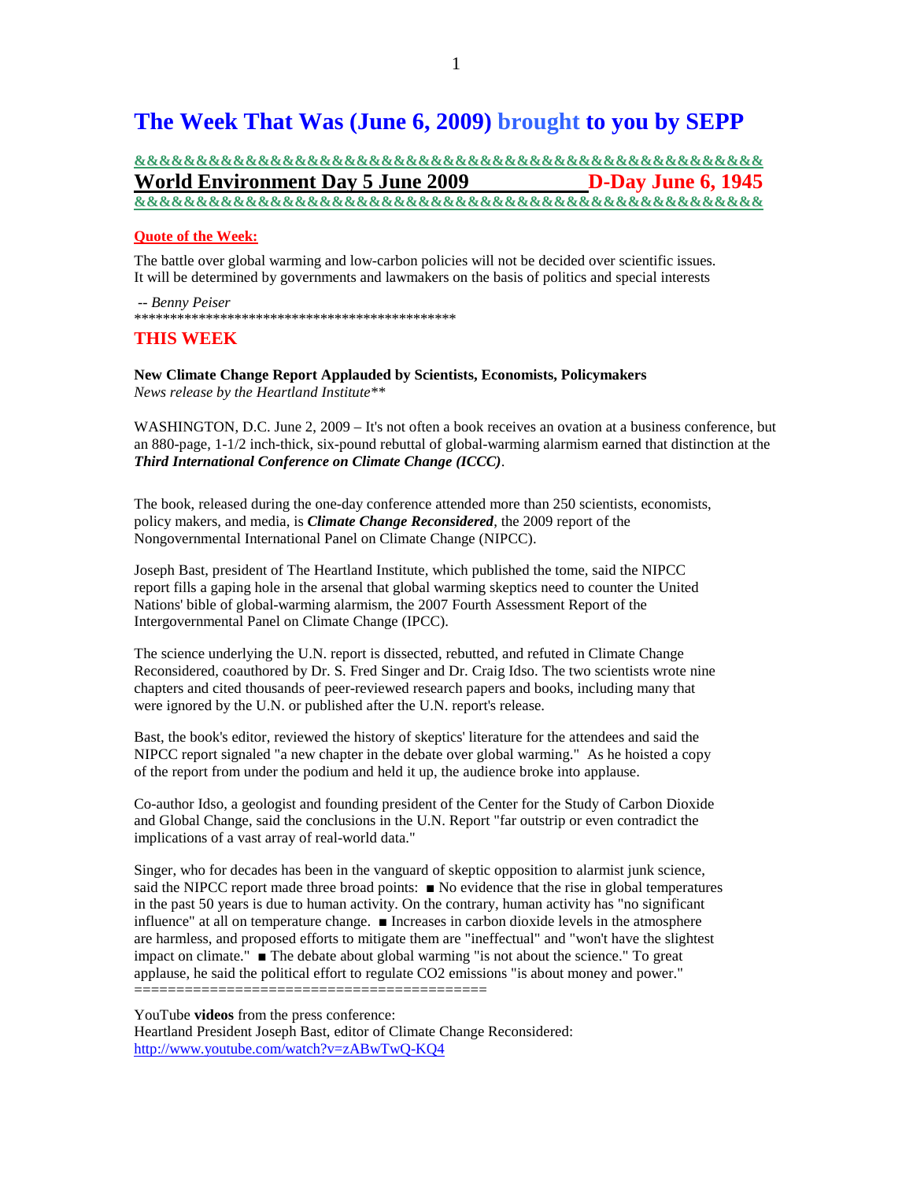# The Week That Was (June 6, 2009) brought to you by SEPP

&&&&&&&&&&&&&&&&&&&&&&&&&&&&&&&&&&&&&&&&&&&&&&&&&&

**World Environment Day 5 June 2009** **D-Day June 6, 1945**

&&&&&&&&&&&&&&&&&&&&&&&&&&&&&&&&&&&&&&&&&&&&&&&&&&

**Quote of the Week:**

The battle over global warming and low-carbon policies will not be decided over scientific issues. It will be determined by governments and lawmakers on the basis of politics and special interests

-- *Benny Peiser*

**********************************************

## THIS WEEK

**New Climate Change Report Applauded by Scientists, Economists, Policymakers**
*News release by the Heartland Institute***

WASHINGTON, D.C. June 2, 2009 – It's not often a book receives an ovation at a business conference, but an 880-page, 1-1/2 inch-thick, six-pound rebuttal of global-warming alarmism earned that distinction at the ***Third International Conference on Climate Change (ICCC)***.

The book, released during the one-day conference attended more than 250 scientists, economists, policy makers, and media, is ***Climate Change Reconsidered***, the 2009 report of the Nongovernmental International Panel on Climate Change (NIPCC).

Joseph Bast, president of The Heartland Institute, which published the tome, said the NIPCC report fills a gaping hole in the arsenal that global warming skeptics need to counter the United Nations' bible of global-warming alarmism, the 2007 Fourth Assessment Report of the Intergovernmental Panel on Climate Change (IPCC).

The science underlying the U.N. report is dissected, rebutted, and refuted in Climate Change Reconsidered, coauthored by Dr. S. Fred Singer and Dr. Craig Idso. The two scientists wrote nine chapters and cited thousands of peer-reviewed research papers and books, including many that were ignored by the U.N. or published after the U.N. report's release.

Bast, the book's editor, reviewed the history of skeptics' literature for the attendees and said the NIPCC report signaled "a new chapter in the debate over global warming." As he hoisted a copy of the report from under the podium and held it up, the audience broke into applause.

Co-author Idso, a geologist and founding president of the Center for the Study of Carbon Dioxide and Global Change, said the conclusions in the U.N. Report "far outstrip or even contradict the implications of a vast array of real-world data."

Singer, who for decades has been in the vanguard of skeptic opposition to alarmist junk science, said the NIPCC report made three broad points: ■ No evidence that the rise in global temperatures in the past 50 years is due to human activity. On the contrary, human activity has "no significant influence" at all on temperature change. ■ Increases in carbon dioxide levels in the atmosphere are harmless, and proposed efforts to mitigate them are "ineffectual" and "won't have the slightest impact on climate." ■ The debate about global warming "is not about the science." To great applause, he said the political effort to regulate CO2 emissions "is about money and power."

=========================================

YouTube **videos** from the press conference:
Heartland President Joseph Bast, editor of Climate Change Reconsidered:
http://www.youtube.com/watch?v=zABwTwQ-KQ4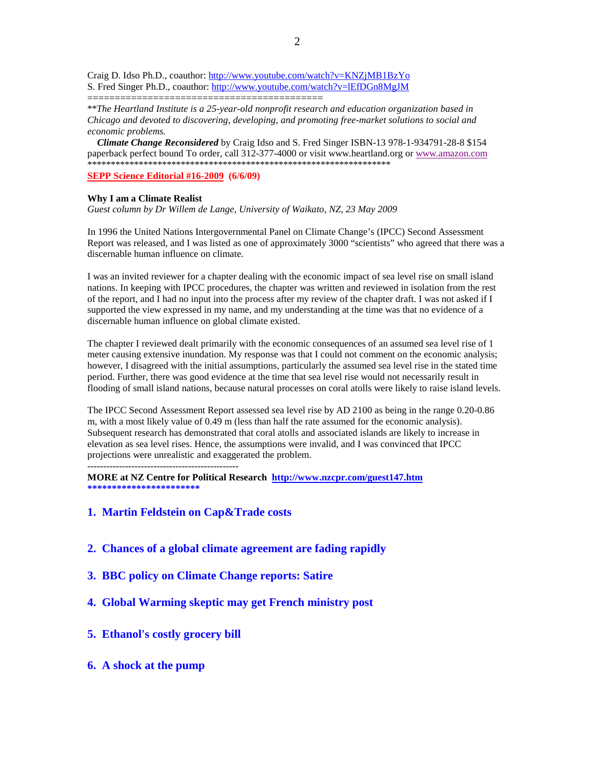Craig D. Idso Ph.D., coauthor: http://www.youtube.com/watch?v=KNZjMB1BzYo
S. Fred Singer Ph.D., coauthor: http://www.youtube.com/watch?v=lEfDGn8MgJM

==========================================

**The Heartland Institute is a 25-year-old nonprofit research and education organization based in Chicago and devoted to discovering, developing, and promoting free-market solutions to social and economic problems.*

***Climate Change Reconsidered*** by Craig Idso and S. Fred Singer ISBN-13 978-1-934791-28-8 $154 paperback perfect bound To order, call 312-377-4000 or visit www.heartland.org or www.amazon.com

*****************************************************************

**SEPP Science Editorial #16-2009 (6/6/09)**

**Why I am a Climate Realist**

*Guest column by Dr Willem de Lange, University of Waikato, NZ, 23 May 2009*

In 1996 the United Nations Intergovernmental Panel on Climate Change's (IPCC) Second Assessment Report was released, and I was listed as one of approximately 3000 "scientists" who agreed that there was a discernable human influence on climate.

I was an invited reviewer for a chapter dealing with the economic impact of sea level rise on small island nations. In keeping with IPCC procedures, the chapter was written and reviewed in isolation from the rest of the report, and I had no input into the process after my review of the chapter draft. I was not asked if I supported the view expressed in my name, and my understanding at the time was that no evidence of a discernable human influence on global climate existed.

The chapter I reviewed dealt primarily with the economic consequences of an assumed sea level rise of 1 meter causing extensive inundation. My response was that I could not comment on the economic analysis; however, I disagreed with the initial assumptions, particularly the assumed sea level rise in the stated time period. Further, there was good evidence at the time that sea level rise would not necessarily result in flooding of small island nations, because natural processes on coral atolls were likely to raise island levels.

The IPCC Second Assessment Report assessed sea level rise by AD 2100 as being in the range 0.20-0.86 m, with a most likely value of 0.49 m (less than half the rate assumed for the economic analysis). Subsequent research has demonstrated that coral atolls and associated islands are likely to increase in elevation as sea level rises. Hence, the assumptions were invalid, and I was convinced that IPCC projections were unrealistic and exaggerated the problem.

-----------------------------------------------

**MORE at NZ Centre for Political Research http://www.nzcpr.com/guest147.htm**

***********************

1. **Martin Feldstein on Cap&Trade costs**

2. **Chances of a global climate agreement are fading rapidly**

3. **BBC policy on Climate Change reports: Satire**

4. **Global Warming skeptic may get French ministry post**

5. **Ethanol's costly grocery bill**

6. **A shock at the pump**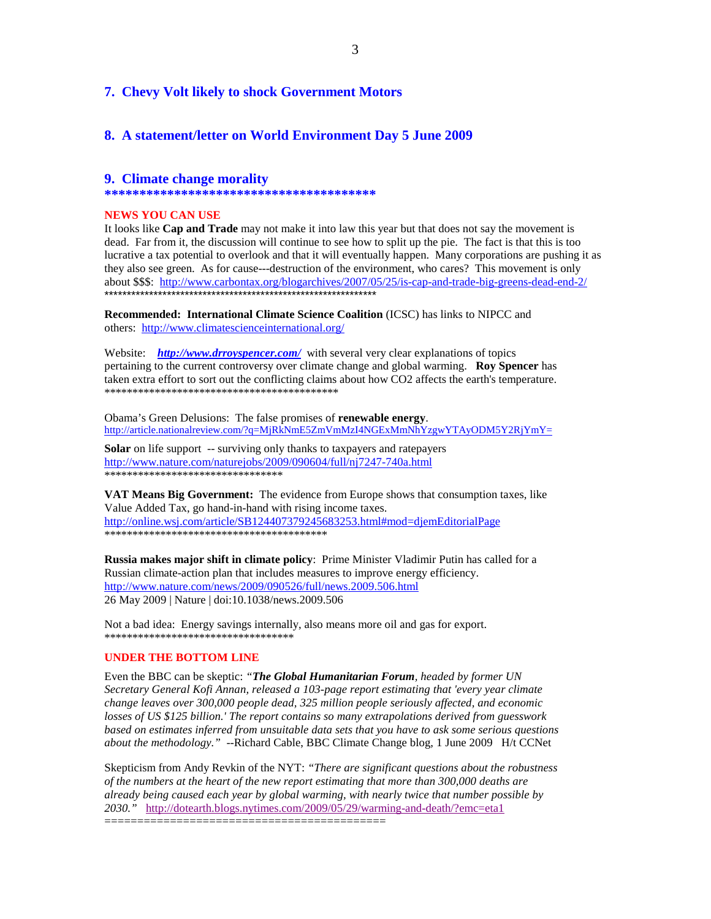## 7. Chevy Volt likely to shock Government Motors

## 8. A statement/letter on World Environment Day 5 June 2009

## 9. Climate change morality

**\*\*\*\*\*\*\*\*\*\*\*\*\*\*\*\*\*\*\*\*\*\*\*\*\*\*\*\*\*\*\*\*\*\*\*\*\*\*\*\***

**NEWS YOU CAN USE**

It looks like **Cap and Trade** may not make it into law this year but that does not say the movement is dead. Far from it, the discussion will continue to see how to split up the pie. The fact is that this is too lucrative a tax potential to overlook and that it will eventually happen. Many corporations are pushing it as they also see green. As for cause---destruction of the environment, who cares? This movement is only about $$$: http://www.carbontax.org/blogarchives/2007/05/25/is-cap-and-trade-big-greens-dead-end-2/

\*\*\*\*\*\*\*\*\*\*\*\*\*\*\*\*\*\*\*\*\*\*\*\*\*\*\*\*\*\*\*\*\*\*\*\*\*\*\*\*\*\*\*\*\*\*\*\*\*\*\*\*\*\*\*\*\*\*\*\*\*\*\*\*

**Recommended: International Climate Science Coalition** (ICSC) has links to NIPCC and others: http://www.climatescienceinternational.org/

Website: ***http://www.drroyspencer.com/*** with several very clear explanations of topics pertaining to the current controversy over climate change and global warming. **Roy Spencer** has taken extra effort to sort out the conflicting claims about how CO2 affects the earth's temperature.

\*\*\*\*\*\*\*\*\*\*\*\*\*\*\*\*\*\*\*\*\*\*\*\*\*\*\*\*\*\*\*\*\*\*\*\*\*\*\*\*\*\*\*\*\*\*

Obama's Green Delusions: The false promises of **renewable energy**.
http://article.nationalreview.com/?q=MjRkNmE5ZmVmMzI4NGExMmNhYzgwYTAyODM5Y2RjYmY=

**Solar** on life support -- surviving only thanks to taxpayers and ratepayers
http://www.nature.com/naturejobs/2009/090604/full/nj7247-740a.html

\*\*\*\*\*\*\*\*\*\*\*\*\*\*\*\*\*\*\*\*\*\*\*\*\*\*\*\*\*\*\*\*\*\*\*\*

**VAT Means Big Government:** The evidence from Europe shows that consumption taxes, like Value Added Tax, go hand-in-hand with rising income taxes.
http://online.wsj.com/article/SB124407379245683253.html#mod=djemEditorialPage

\*\*\*\*\*\*\*\*\*\*\*\*\*\*\*\*\*\*\*\*\*\*\*\*\*\*\*\*\*\*\*\*\*\*\*\*\*\*\*\*\*\*\*\*

**Russia makes major shift in climate policy**: Prime Minister Vladimir Putin has called for a Russian climate-action plan that includes measures to improve energy efficiency.
http://www.nature.com/news/2009/090526/full/news.2009.506.html
26 May 2009 | Nature | doi:10.1038/news.2009.506

Not a bad idea: Energy savings internally, also means more oil and gas for export.

\*\*\*\*\*\*\*\*\*\*\*\*\*\*\*\*\*\*\*\*\*\*\*\*\*\*\*\*\*\*\*\*\*\*\*\*\*\*

**UNDER THE BOTTOM LINE**

Even the BBC can be skeptic: *"**The Global Humanitarian Forum**, headed by former UN Secretary General Kofi Annan, released a 103-page report estimating that 'every year climate change leaves over 300,000 people dead, 325 million people seriously affected, and economic losses of US $125 billion.' The report contains so many extrapolations derived from guesswork based on estimates inferred from unsuitable data sets that you have to ask some serious questions about the methodology."* --Richard Cable, BBC Climate Change blog, 1 June 2009 H/t CCNet

Skepticism from Andy Revkin of the NYT: *"There are significant questions about the robustness of the numbers at the heart of the new report estimating that more than 300,000 deaths are already being caused each year by global warming, with nearly twice that number possible by 2030."* http://dotearth.blogs.nytimes.com/2009/05/29/warming-and-death/?emc=eta1

==========================================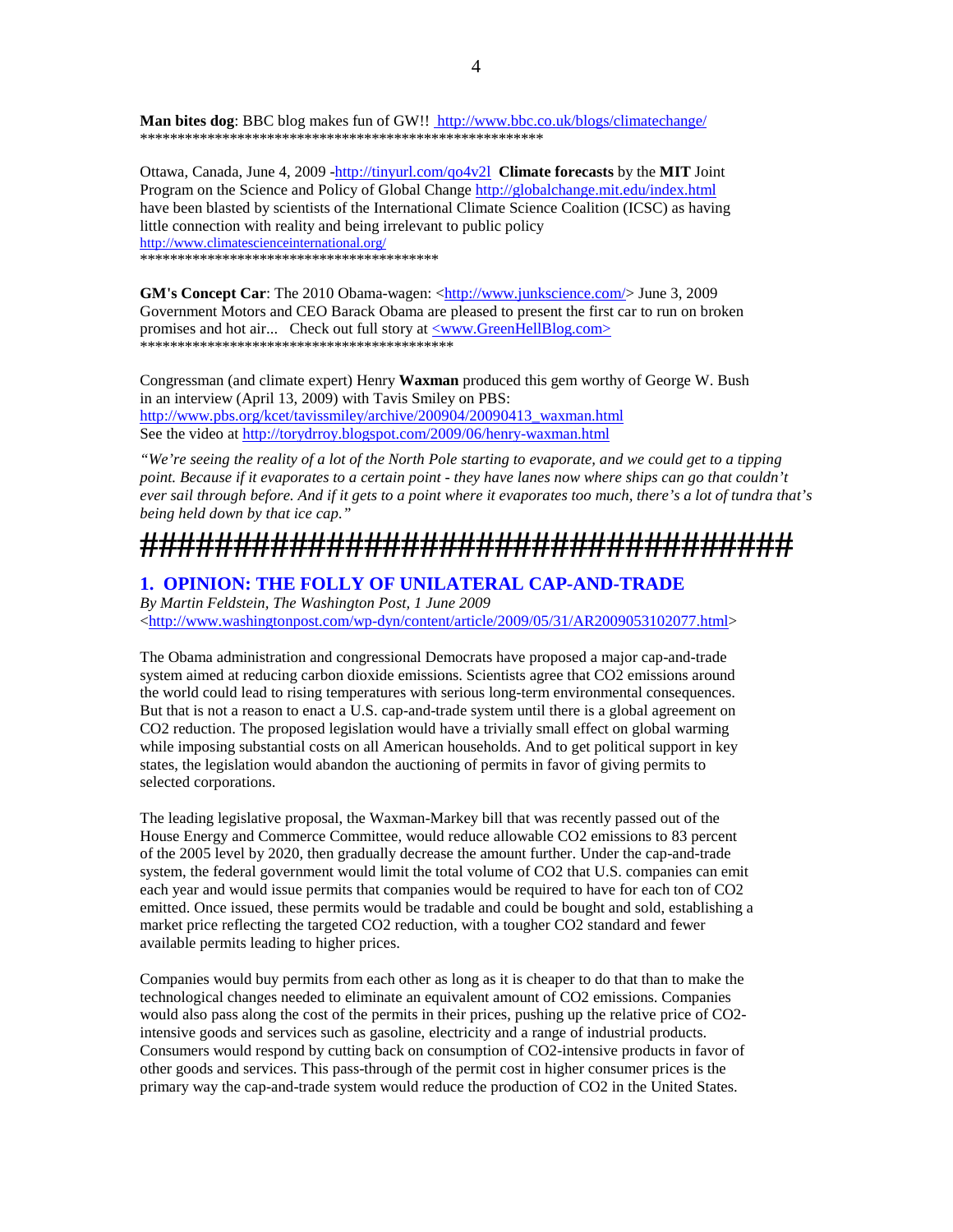**Man bites dog**: BBC blog makes fun of GW!! http://www.bbc.co.uk/blogs/climatechange/
*******************************************************

Ottawa, Canada, June 4, 2009 -http://tinyurl.com/qo4v2l **Climate forecasts** by the **MIT** Joint Program on the Science and Policy of Global Change http://globalchange.mit.edu/index.html have been blasted by scientists of the International Climate Science Coalition (ICSC) as having little connection with reality and being irrelevant to public policy
http://www.climatescienceinternational.org/
****************************************

**GM's Concept Car**: The 2010 Obama-wagen: <http://www.junkscience.com/> June 3, 2009
Government Motors and CEO Barack Obama are pleased to present the first car to run on broken promises and hot air... Check out full story at <www.GreenHellBlog.com>
********************************************

Congressman (and climate expert) Henry **Waxman** produced this gem worthy of George W. Bush in an interview (April 13, 2009) with Tavis Smiley on PBS:
http://www.pbs.org/kcet/tavissmiley/archive/200904/20090413_waxman.html
See the video at http://torydrroy.blogspot.com/2009/06/henry-waxman.html

*"We're seeing the reality of a lot of the North Pole starting to evaporate, and we could get to a tipping point. Because if it evaporates to a certain point - they have lanes now where ships can go that couldn't ever sail through before. And if it gets to a point where it evaporates too much, there's a lot of tundra that's being held down by that ice cap."*

# ######################################

## 1. OPINION: THE FOLLY OF UNILATERAL CAP-AND-TRADE

*By Martin Feldstein, The Washington Post, 1 June 2009*
<http://www.washingtonpost.com/wp-dyn/content/article/2009/05/31/AR2009053102077.html>

The Obama administration and congressional Democrats have proposed a major cap-and-trade system aimed at reducing carbon dioxide emissions. Scientists agree that $CO_2$ emissions around the world could lead to rising temperatures with serious long-term environmental consequences. But that is not a reason to enact a U.S. cap-and-trade system until there is a global agreement on $CO_2$ reduction. The proposed legislation would have a trivially small effect on global warming while imposing substantial costs on all American households. And to get political support in key states, the legislation would abandon the auctioning of permits in favor of giving permits to selected corporations.

The leading legislative proposal, the Waxman-Markey bill that was recently passed out of the House Energy and Commerce Committee, would reduce allowable $CO_2$ emissions to 83 percent of the 2005 level by 2020, then gradually decrease the amount further. Under the cap-and-trade system, the federal government would limit the total volume of $CO_2$ that U.S. companies can emit each year and would issue permits that companies would be required to have for each ton of $CO_2$ emitted. Once issued, these permits would be tradable and could be bought and sold, establishing a market price reflecting the targeted $CO_2$ reduction, with a tougher $CO_2$ standard and fewer available permits leading to higher prices.

Companies would buy permits from each other as long as it is cheaper to do that than to make the technological changes needed to eliminate an equivalent amount of $CO_2$ emissions. Companies would also pass along the cost of the permits in their prices, pushing up the relative price of $CO_2$-intensive goods and services such as gasoline, electricity and a range of industrial products. Consumers would respond by cutting back on consumption of $CO_2$-intensive products in favor of other goods and services. This pass-through of the permit cost in higher consumer prices is the primary way the cap-and-trade system would reduce the production of $CO_2$ in the United States.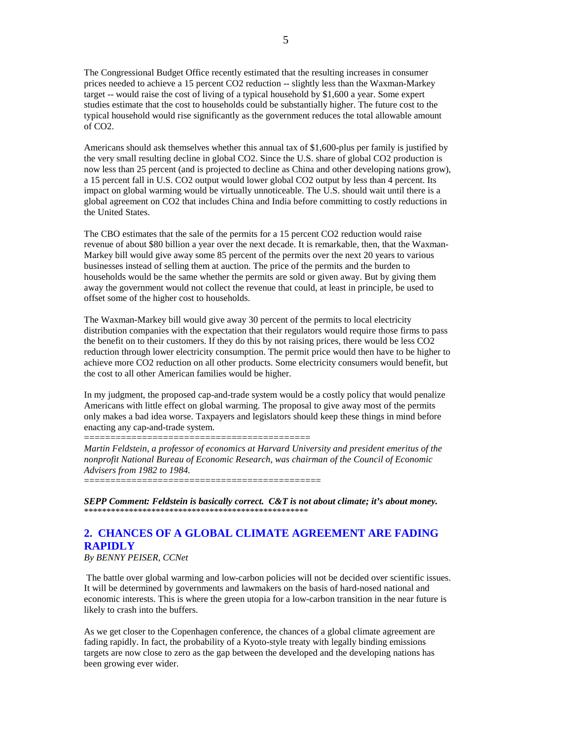The Congressional Budget Office recently estimated that the resulting increases in consumer prices needed to achieve a 15 percent $CO_2$ reduction -- slightly less than the Waxman-Markey target -- would raise the cost of living of a typical household by $1,600 a year. Some expert studies estimate that the cost to households could be substantially higher. The future cost to the typical household would rise significantly as the government reduces the total allowable amount of $CO_2$.

Americans should ask themselves whether this annual tax of $1,600-plus per family is justified by the very small resulting decline in global $CO_2$. Since the U.S. share of global $CO_2$ production is now less than 25 percent (and is projected to decline as China and other developing nations grow), a 15 percent fall in U.S. $CO_2$ output would lower global $CO_2$ output by less than 4 percent. Its impact on global warming would be virtually unnoticeable. The U.S. should wait until there is a global agreement on $CO_2$ that includes China and India before committing to costly reductions in the United States.

The CBO estimates that the sale of the permits for a 15 percent $CO_2$ reduction would raise revenue of about $80 billion a year over the next decade. It is remarkable, then, that the Waxman-Markey bill would give away some 85 percent of the permits over the next 20 years to various businesses instead of selling them at auction. The price of the permits and the burden to households would be the same whether the permits are sold or given away. But by giving them away the government would not collect the revenue that could, at least in principle, be used to offset some of the higher cost to households.

The Waxman-Markey bill would give away 30 percent of the permits to local electricity distribution companies with the expectation that their regulators would require those firms to pass the benefit on to their customers. If they do this by not raising prices, there would be less $CO_2$ reduction through lower electricity consumption. The permit price would then have to be higher to achieve more $CO_2$ reduction on all other products. Some electricity consumers would benefit, but the cost to all other American families would be higher.

In my judgment, the proposed cap-and-trade system would be a costly policy that would penalize Americans with little effect on global warming. The proposal to give away most of the permits only makes a bad idea worse. Taxpayers and legislators should keep these things in mind before enacting any cap-and-trade system.

==========================================

*Martin Feldstein, a professor of economics at Harvard University and president emeritus of the nonprofit National Bureau of Economic Research, was chairman of the Council of Economic Advisers from 1982 to 1984.*

============================================

***SEPP Comment: Feldstein is basically correct. C&T is not about climate; it's about money.***

***************************************************

## 2. CHANCES OF A GLOBAL CLIMATE AGREEMENT ARE FADING RAPIDLY

*By BENNY PEISER, CCNet*

The battle over global warming and low-carbon policies will not be decided over scientific issues. It will be determined by governments and lawmakers on the basis of hard-nosed national and economic interests. This is where the green utopia for a low-carbon transition in the near future is likely to crash into the buffers.

As we get closer to the Copenhagen conference, the chances of a global climate agreement are fading rapidly. In fact, the probability of a Kyoto-style treaty with legally binding emissions targets are now close to zero as the gap between the developed and the developing nations has been growing ever wider.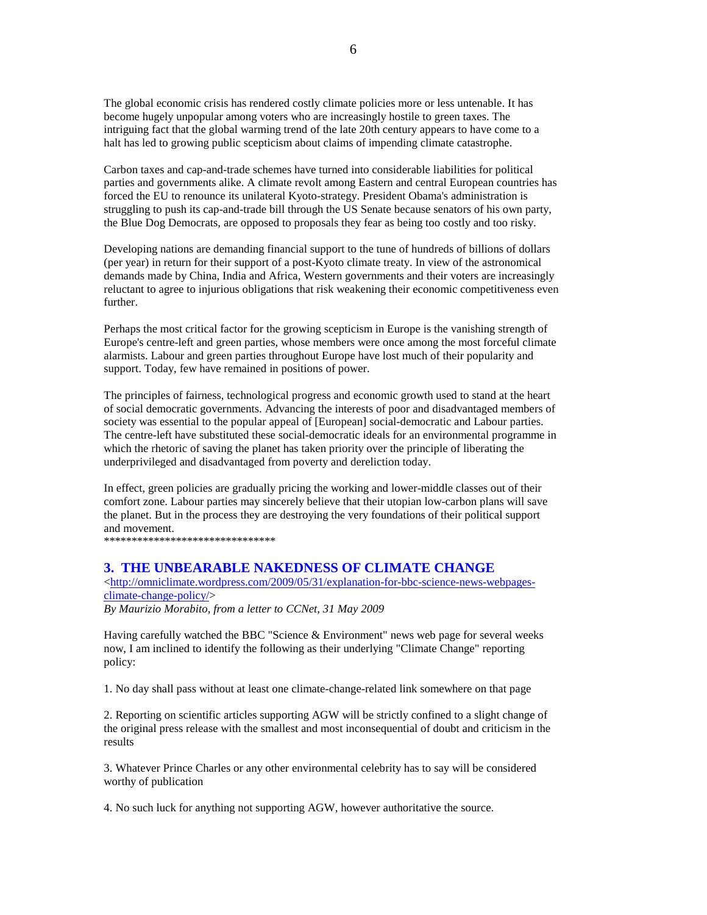The global economic crisis has rendered costly climate policies more or less untenable. It has become hugely unpopular among voters who are increasingly hostile to green taxes. The intriguing fact that the global warming trend of the late 20th century appears to have come to a halt has led to growing public scepticism about claims of impending climate catastrophe.

Carbon taxes and cap-and-trade schemes have turned into considerable liabilities for political parties and governments alike. A climate revolt among Eastern and central European countries has forced the EU to renounce its unilateral Kyoto-strategy. President Obama's administration is struggling to push its cap-and-trade bill through the US Senate because senators of his own party, the Blue Dog Democrats, are opposed to proposals they fear as being too costly and too risky.

Developing nations are demanding financial support to the tune of hundreds of billions of dollars (per year) in return for their support of a post-Kyoto climate treaty. In view of the astronomical demands made by China, India and Africa, Western governments and their voters are increasingly reluctant to agree to injurious obligations that risk weakening their economic competitiveness even further.

Perhaps the most critical factor for the growing scepticism in Europe is the vanishing strength of Europe's centre-left and green parties, whose members were once among the most forceful climate alarmists. Labour and green parties throughout Europe have lost much of their popularity and support. Today, few have remained in positions of power.

The principles of fairness, technological progress and economic growth used to stand at the heart of social democratic governments. Advancing the interests of poor and disadvantaged members of society was essential to the popular appeal of [European] social-democratic and Labour parties. The centre-left have substituted these social-democratic ideals for an environmental programme in which the rhetoric of saving the planet has taken priority over the principle of liberating the underprivileged and disadvantaged from poverty and dereliction today.

In effect, green policies are gradually pricing the working and lower-middle classes out of their comfort zone. Labour parties may sincerely believe that their utopian low-carbon plans will save the planet. But in the process they are destroying the very foundations of their political support and movement.
********************************

## 3. THE UNBEARABLE NAKEDNESS OF CLIMATE CHANGE

<http://omniclimate.wordpress.com/2009/05/31/explanation-for-bbc-science-news-webpages-climate-change-policy/>
*By Maurizio Morabito, from a letter to CCNet, 31 May 2009*

Having carefully watched the BBC "Science & Environment" news web page for several weeks now, I am inclined to identify the following as their underlying "Climate Change" reporting policy:

1. No day shall pass without at least one climate-change-related link somewhere on that page

2. Reporting on scientific articles supporting AGW will be strictly confined to a slight change of the original press release with the smallest and most inconsequential of doubt and criticism in the results

3. Whatever Prince Charles or any other environmental celebrity has to say will be considered worthy of publication

4. No such luck for anything not supporting AGW, however authoritative the source.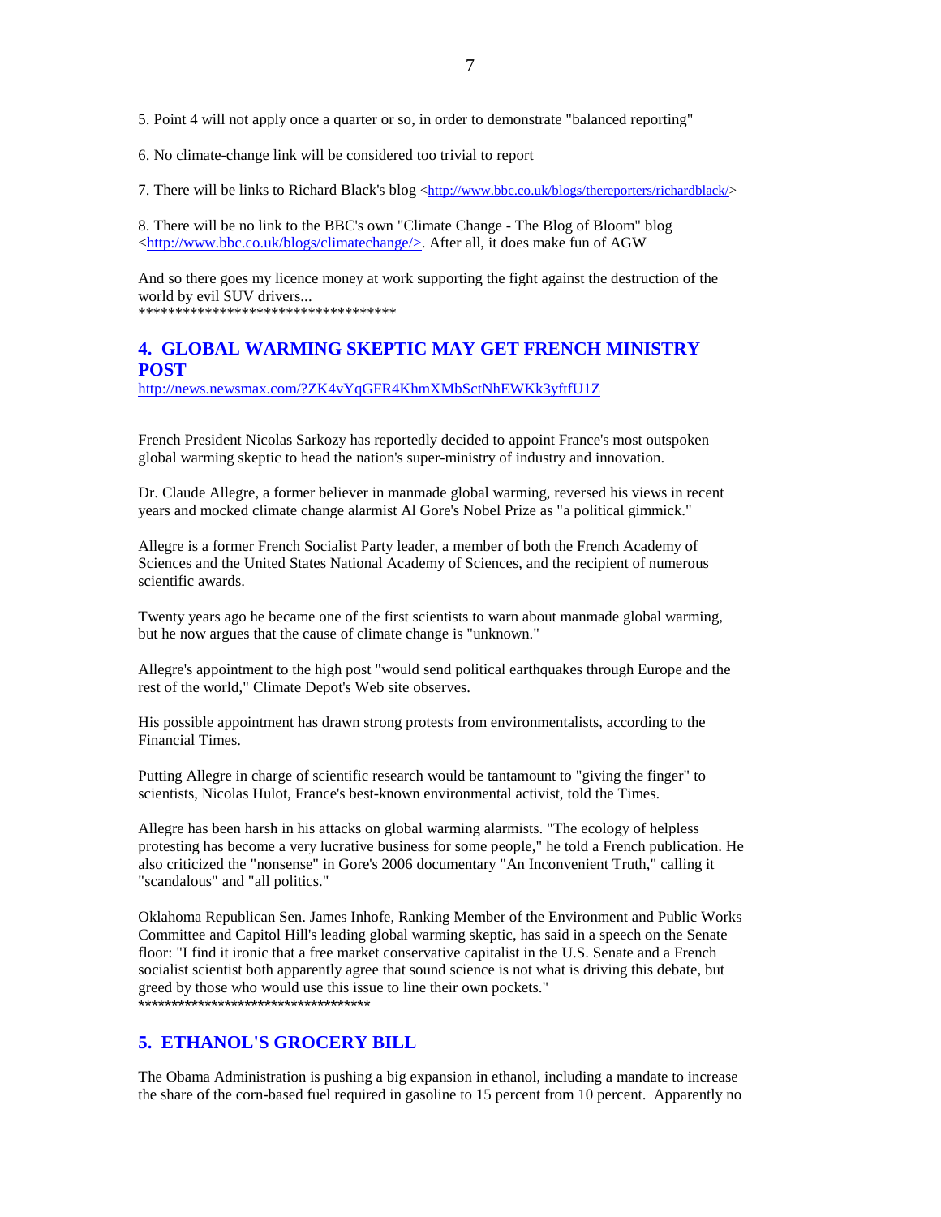5. Point 4 will not apply once a quarter or so, in order to demonstrate "balanced reporting"

6. No climate-change link will be considered too trivial to report

7. There will be links to Richard Black's blog <http://www.bbc.co.uk/blogs/thereporters/richardblack/>

8. There will be no link to the BBC's own "Climate Change - The Blog of Bloom" blog <http://www.bbc.co.uk/blogs/climatechange/>. After all, it does make fun of AGW

And so there goes my licence money at work supporting the fight against the destruction of the world by evil SUV drivers...
\*\*\*\*\*\*\*\*\*\*\*\*\*\*\*\*\*\*\*\*\*\*\*\*\*\*\*\*\*\*\*\*\*\*\*

## 4. GLOBAL WARMING SKEPTIC MAY GET FRENCH MINISTRY POST

http://news.newsmax.com/?ZK4vYqGFR4KhmXMbSctNhEWKk3yftfU1Z

French President Nicolas Sarkozy has reportedly decided to appoint France's most outspoken global warming skeptic to head the nation's super-ministry of industry and innovation.

Dr. Claude Allegre, a former believer in manmade global warming, reversed his views in recent years and mocked climate change alarmist Al Gore's Nobel Prize as "a political gimmick."

Allegre is a former French Socialist Party leader, a member of both the French Academy of Sciences and the United States National Academy of Sciences, and the recipient of numerous scientific awards.

Twenty years ago he became one of the first scientists to warn about manmade global warming, but he now argues that the cause of climate change is "unknown."

Allegre's appointment to the high post "would send political earthquakes through Europe and the rest of the world," Climate Depot's Web site observes.

His possible appointment has drawn strong protests from environmentalists, according to the Financial Times.

Putting Allegre in charge of scientific research would be tantamount to "giving the finger" to scientists, Nicolas Hulot, France's best-known environmental activist, told the Times.

Allegre has been harsh in his attacks on global warming alarmists. "The ecology of helpless protesting has become a very lucrative business for some people," he told a French publication. He also criticized the "nonsense" in Gore's 2006 documentary "An Inconvenient Truth," calling it "scandalous" and "all politics."

Oklahoma Republican Sen. James Inhofe, Ranking Member of the Environment and Public Works Committee and Capitol Hill's leading global warming skeptic, has said in a speech on the Senate floor: "I find it ironic that a free market conservative capitalist in the U.S. Senate and a French socialist scientist both apparently agree that sound science is not what is driving this debate, but greed by those who would use this issue to line their own pockets."
\*\*\*\*\*\*\*\*\*\*\*\*\*\*\*\*\*\*\*\*\*\*\*\*\*\*\*\*\*\*\*\*\*\*\*

## 5. ETHANOL'S GROCERY BILL

The Obama Administration is pushing a big expansion in ethanol, including a mandate to increase the share of the corn-based fuel required in gasoline to 15 percent from 10 percent. Apparently no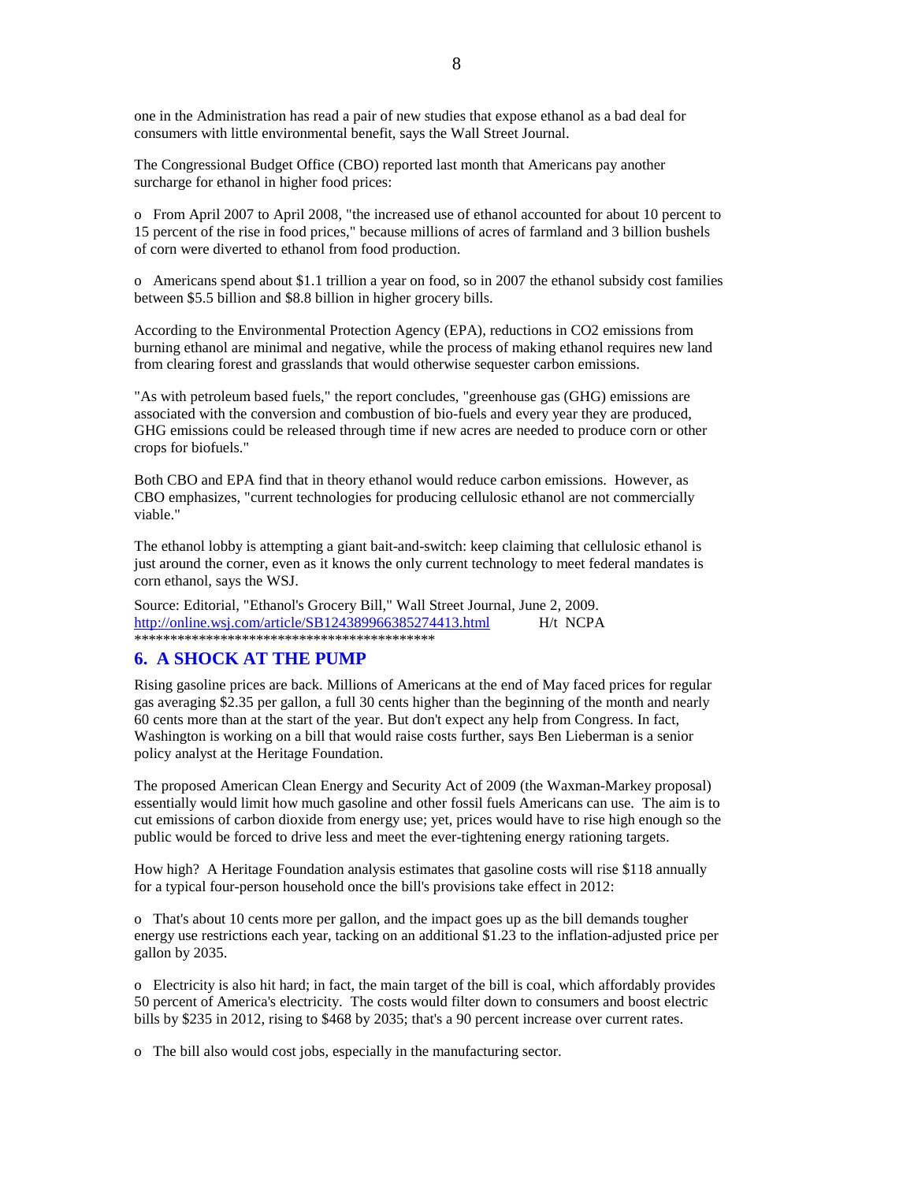one in the Administration has read a pair of new studies that expose ethanol as a bad deal for consumers with little environmental benefit, says the Wall Street Journal.

The Congressional Budget Office (CBO) reported last month that Americans pay another surcharge for ethanol in higher food prices:

- From April 2007 to April 2008, "the increased use of ethanol accounted for about 10 percent to 15 percent of the rise in food prices," because millions of acres of farmland and 3 billion bushels of corn were diverted to ethanol from food production.

- Americans spend about $1.1 trillion a year on food, so in 2007 the ethanol subsidy cost families between $5.5 billion and $8.8 billion in higher grocery bills.

According to the Environmental Protection Agency (EPA), reductions in $CO_2$ emissions from burning ethanol are minimal and negative, while the process of making ethanol requires new land from clearing forest and grasslands that would otherwise sequester carbon emissions.

"As with petroleum based fuels," the report concludes, "greenhouse gas (GHG) emissions are associated with the conversion and combustion of bio-fuels and every year they are produced, GHG emissions could be released through time if new acres are needed to produce corn or other crops for biofuels."

Both CBO and EPA find that in theory ethanol would reduce carbon emissions. However, as CBO emphasizes, "current technologies for producing cellulosic ethanol are not commercially viable."

The ethanol lobby is attempting a giant bait-and-switch: keep claiming that cellulosic ethanol is just around the corner, even as it knows the only current technology to meet federal mandates is corn ethanol, says the WSJ.

Source: Editorial, "Ethanol's Grocery Bill," Wall Street Journal, June 2, 2009.
http://online.wsj.com/article/SB124389966385274413.html H/t NCPA
*******************************************

## 6. A SHOCK AT THE PUMP

Rising gasoline prices are back. Millions of Americans at the end of May faced prices for regular gas averaging $2.35 per gallon, a full 30 cents higher than the beginning of the month and nearly 60 cents more than at the start of the year. But don't expect any help from Congress. In fact, Washington is working on a bill that would raise costs further, says Ben Lieberman is a senior policy analyst at the Heritage Foundation.

The proposed American Clean Energy and Security Act of 2009 (the Waxman-Markey proposal) essentially would limit how much gasoline and other fossil fuels Americans can use. The aim is to cut emissions of carbon dioxide from energy use; yet, prices would have to rise high enough so the public would be forced to drive less and meet the ever-tightening energy rationing targets.

How high? A Heritage Foundation analysis estimates that gasoline costs will rise $118 annually for a typical four-person household once the bill's provisions take effect in 2012:

- That's about 10 cents more per gallon, and the impact goes up as the bill demands tougher energy use restrictions each year, tacking on an additional $1.23 to the inflation-adjusted price per gallon by 2035.

- Electricity is also hit hard; in fact, the main target of the bill is coal, which affordably provides 50 percent of America's electricity. The costs would filter down to consumers and boost electric bills by $235 in 2012, rising to $468 by 2035; that's a 90 percent increase over current rates.

- The bill also would cost jobs, especially in the manufacturing sector.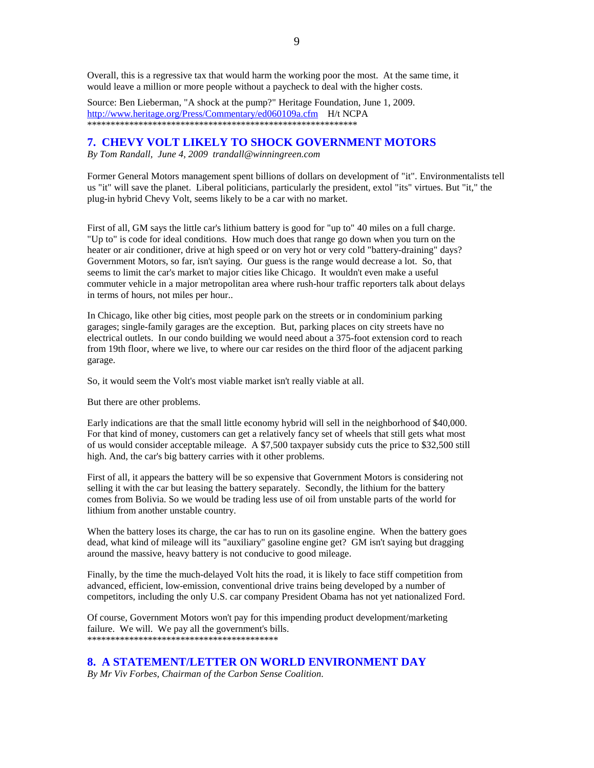Overall, this is a regressive tax that would harm the working poor the most. At the same time, it would leave a million or more people without a paycheck to deal with the higher costs.

Source: Ben Lieberman, "A shock at the pump?" Heritage Foundation, June 1, 2009. http://www.heritage.org/Press/Commentary/ed060109a.cfm H/t NCPA
************************************************************

## 7. CHEVY VOLT LIKELY TO SHOCK GOVERNMENT MOTORS

*By Tom Randall, June 4, 2009 trandall@winningreen.com*

Former General Motors management spent billions of dollars on development of "it". Environmentalists tell us "it" will save the planet. Liberal politicians, particularly the president, extol "its" virtues. But "it," the plug-in hybrid Chevy Volt, seems likely to be a car with no market.

First of all, GM says the little car's lithium battery is good for "up to" 40 miles on a full charge. "Up to" is code for ideal conditions. How much does that range go down when you turn on the heater or air conditioner, drive at high speed or on very hot or very cold "battery-draining" days? Government Motors, so far, isn't saying. Our guess is the range would decrease a lot. So, that seems to limit the car's market to major cities like Chicago. It wouldn't even make a useful commuter vehicle in a major metropolitan area where rush-hour traffic reporters talk about delays in terms of hours, not miles per hour..

In Chicago, like other big cities, most people park on the streets or in condominium parking garages; single-family garages are the exception. But, parking places on city streets have no electrical outlets. In our condo building we would need about a 375-foot extension cord to reach from 19th floor, where we live, to where our car resides on the third floor of the adjacent parking garage.

So, it would seem the Volt's most viable market isn't really viable at all.

But there are other problems.

Early indications are that the small little economy hybrid will sell in the neighborhood of $40,000. For that kind of money, customers can get a relatively fancy set of wheels that still gets what most of us would consider acceptable mileage. A $7,500 taxpayer subsidy cuts the price to $32,500 still high. And, the car's big battery carries with it other problems.

First of all, it appears the battery will be so expensive that Government Motors is considering not selling it with the car but leasing the battery separately. Secondly, the lithium for the battery comes from Bolivia. So we would be trading less use of oil from unstable parts of the world for lithium from another unstable country.

When the battery loses its charge, the car has to run on its gasoline engine. When the battery goes dead, what kind of mileage will its "auxiliary" gasoline engine get? GM isn't saying but dragging around the massive, heavy battery is not conducive to good mileage.

Finally, by the time the much-delayed Volt hits the road, it is likely to face stiff competition from advanced, efficient, low-emission, conventional drive trains being developed by a number of competitors, including the only U.S. car company President Obama has not yet nationalized Ford.

Of course, Government Motors won't pay for this impending product development/marketing failure. We will. We pay all the government's bills.
******************************************

## 8. A STATEMENT/LETTER ON WORLD ENVIRONMENT DAY

*By Mr Viv Forbes, Chairman of the Carbon Sense Coalition.*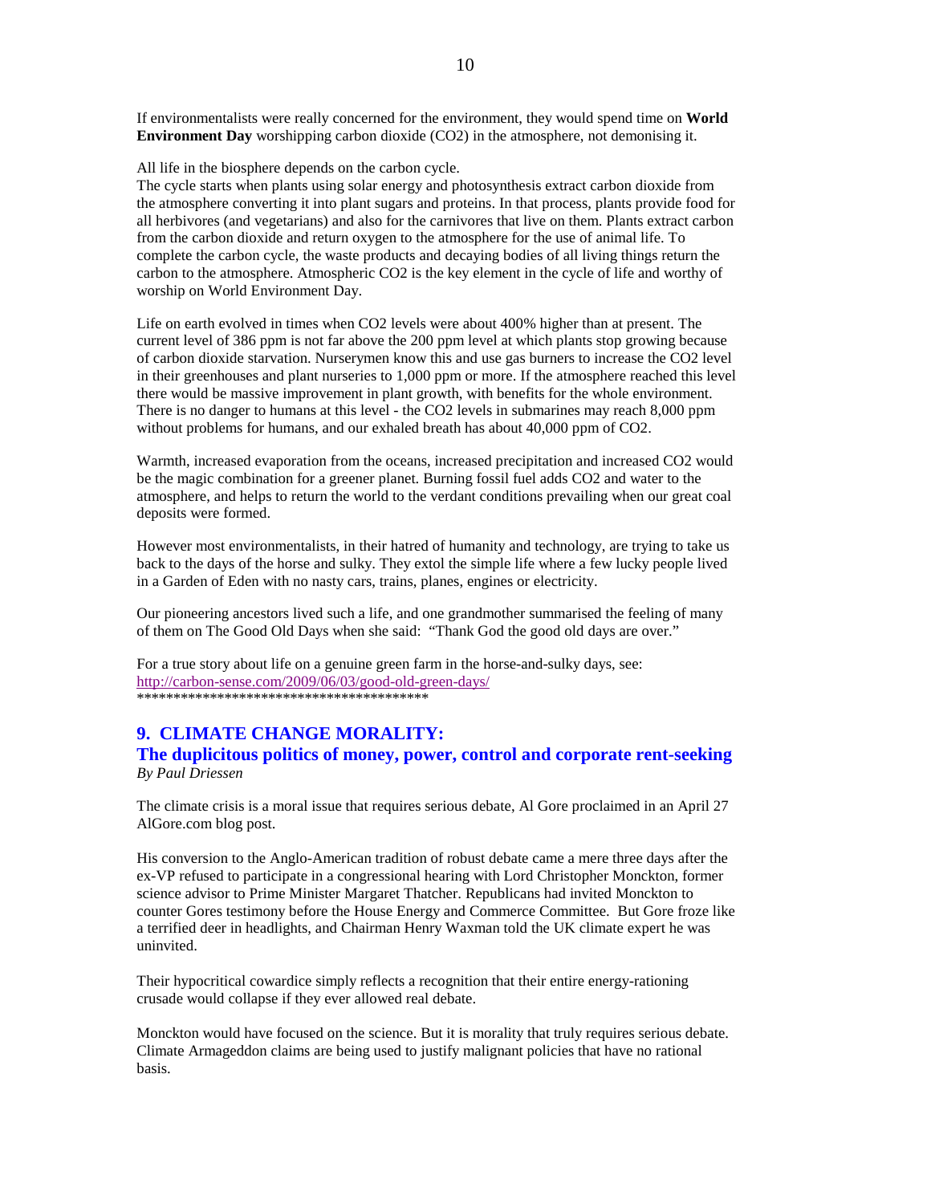If environmentalists were really concerned for the environment, they would spend time on **World Environment Day** worshipping carbon dioxide ($CO_2$) in the atmosphere, not demonising it.

All life in the biosphere depends on the carbon cycle.
The cycle starts when plants using solar energy and photosynthesis extract carbon dioxide from the atmosphere converting it into plant sugars and proteins. In that process, plants provide food for all herbivores (and vegetarians) and also for the carnivores that live on them. Plants extract carbon from the carbon dioxide and return oxygen to the atmosphere for the use of animal life. To complete the carbon cycle, the waste products and decaying bodies of all living things return the carbon to the atmosphere. Atmospheric $CO_2$ is the key element in the cycle of life and worthy of worship on World Environment Day.

Life on earth evolved in times when $CO_2$ levels were about 400% higher than at present. The current level of 386 ppm is not far above the 200 ppm level at which plants stop growing because of carbon dioxide starvation. Nurserymen know this and use gas burners to increase the $CO_2$ level in their greenhouses and plant nurseries to 1,000 ppm or more. If the atmosphere reached this level there would be massive improvement in plant growth, with benefits for the whole environment. There is no danger to humans at this level - the $CO_2$ levels in submarines may reach 8,000 ppm without problems for humans, and our exhaled breath has about 40,000 ppm of $CO_2$.

Warmth, increased evaporation from the oceans, increased precipitation and increased $CO_2$ would be the magic combination for a greener planet. Burning fossil fuel adds $CO_2$ and water to the atmosphere, and helps to return the world to the verdant conditions prevailing when our great coal deposits were formed.

However most environmentalists, in their hatred of humanity and technology, are trying to take us back to the days of the horse and sulky. They extol the simple life where a few lucky people lived in a Garden of Eden with no nasty cars, trains, planes, engines or electricity.

Our pioneering ancestors lived such a life, and one grandmother summarised the feeling of many of them on The Good Old Days when she said: "Thank God the good old days are over."

For a true story about life on a genuine green farm in the horse-and-sulky days, see:
http://carbon-sense.com/2009/06/03/good-old-green-days/
******************************************

## 9. CLIMATE CHANGE MORALITY:
### The duplicitous politics of money, power, control and corporate rent-seeking
*By Paul Driessen*

The climate crisis is a moral issue that requires serious debate, Al Gore proclaimed in an April 27 AlGore.com blog post.

His conversion to the Anglo-American tradition of robust debate came a mere three days after the ex-VP refused to participate in a congressional hearing with Lord Christopher Monckton, former science advisor to Prime Minister Margaret Thatcher. Republicans had invited Monckton to counter Gores testimony before the House Energy and Commerce Committee. But Gore froze like a terrified deer in headlights, and Chairman Henry Waxman told the UK climate expert he was uninvited.

Their hypocritical cowardice simply reflects a recognition that their entire energy-rationing crusade would collapse if they ever allowed real debate.

Monckton would have focused on the science. But it is morality that truly requires serious debate. Climate Armageddon claims are being used to justify malignant policies that have no rational basis.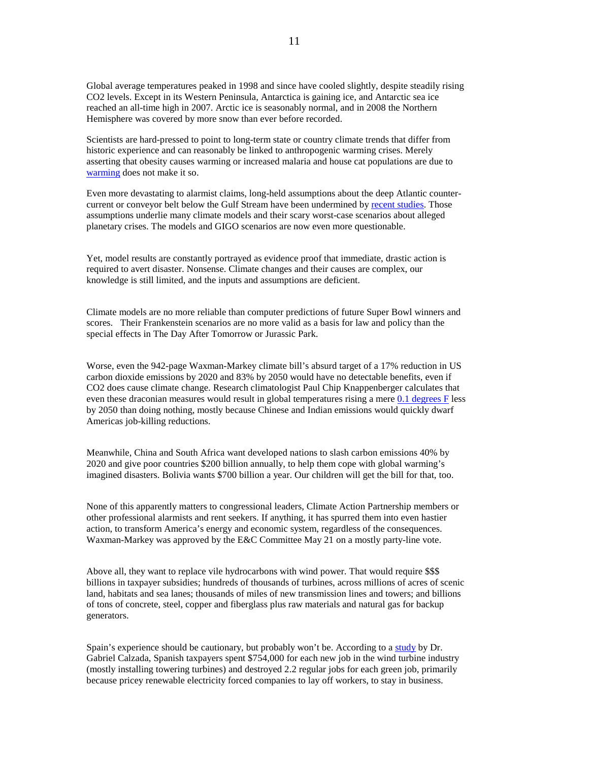Global average temperatures peaked in 1998 and since have cooled slightly, despite steadily rising $CO_2$ levels. Except in its Western Peninsula, Antarctica is gaining ice, and Antarctic sea ice reached an all-time high in 2007. Arctic ice is seasonably normal, and in 2008 the Northern Hemisphere was covered by more snow than ever before recorded.

Scientists are hard-pressed to point to long-term state or country climate trends that differ from historic experience and can reasonably be linked to anthropogenic warming crises. Merely asserting that obesity causes warming or increased malaria and house cat populations are due to warming does not make it so.

Even more devastating to alarmist claims, long-held assumptions about the deep Atlantic counter-current or conveyor belt below the Gulf Stream have been undermined by recent studies. Those assumptions underlie many climate models and their scary worst-case scenarios about alleged planetary crises. The models and GIGO scenarios are now even more questionable.

Yet, model results are constantly portrayed as evidence proof that immediate, drastic action is required to avert disaster. Nonsense. Climate changes and their causes are complex, our knowledge is still limited, and the inputs and assumptions are deficient.

Climate models are no more reliable than computer predictions of future Super Bowl winners and scores. Their Frankenstein scenarios are no more valid as a basis for law and policy than the special effects in The Day After Tomorrow or Jurassic Park.

Worse, even the 942-page Waxman-Markey climate bill's absurd target of a 17% reduction in US carbon dioxide emissions by 2020 and 83% by 2050 would have no detectable benefits, even if $CO_2$ does cause climate change. Research climatologist Paul Chip Knappenberger calculates that even these draconian measures would result in global temperatures rising a mere 0.1 degrees F less by 2050 than doing nothing, mostly because Chinese and Indian emissions would quickly dwarf Americas job-killing reductions.

Meanwhile, China and South Africa want developed nations to slash carbon emissions 40% by 2020 and give poor countries $200 billion annually, to help them cope with global warming's imagined disasters. Bolivia wants $700 billion a year. Our children will get the bill for that, too.

None of this apparently matters to congressional leaders, Climate Action Partnership members or other professional alarmists and rent seekers. If anything, it has spurred them into even hastier action, to transform America's energy and economic system, regardless of the consequences. Waxman-Markey was approved by the E&C Committee May 21 on a mostly party-line vote.

Above all, they want to replace vile hydrocarbons with wind power. That would require $$$ billions in taxpayer subsidies; hundreds of thousands of turbines, across millions of acres of scenic land, habitats and sea lanes; thousands of miles of new transmission lines and towers; and billions of tons of concrete, steel, copper and fiberglass plus raw materials and natural gas for backup generators.

Spain's experience should be cautionary, but probably won't be. According to a study by Dr. Gabriel Calzada, Spanish taxpayers spent $754,000 for each new job in the wind turbine industry (mostly installing towering turbines) and destroyed 2.2 regular jobs for each green job, primarily because pricey renewable electricity forced companies to lay off workers, to stay in business.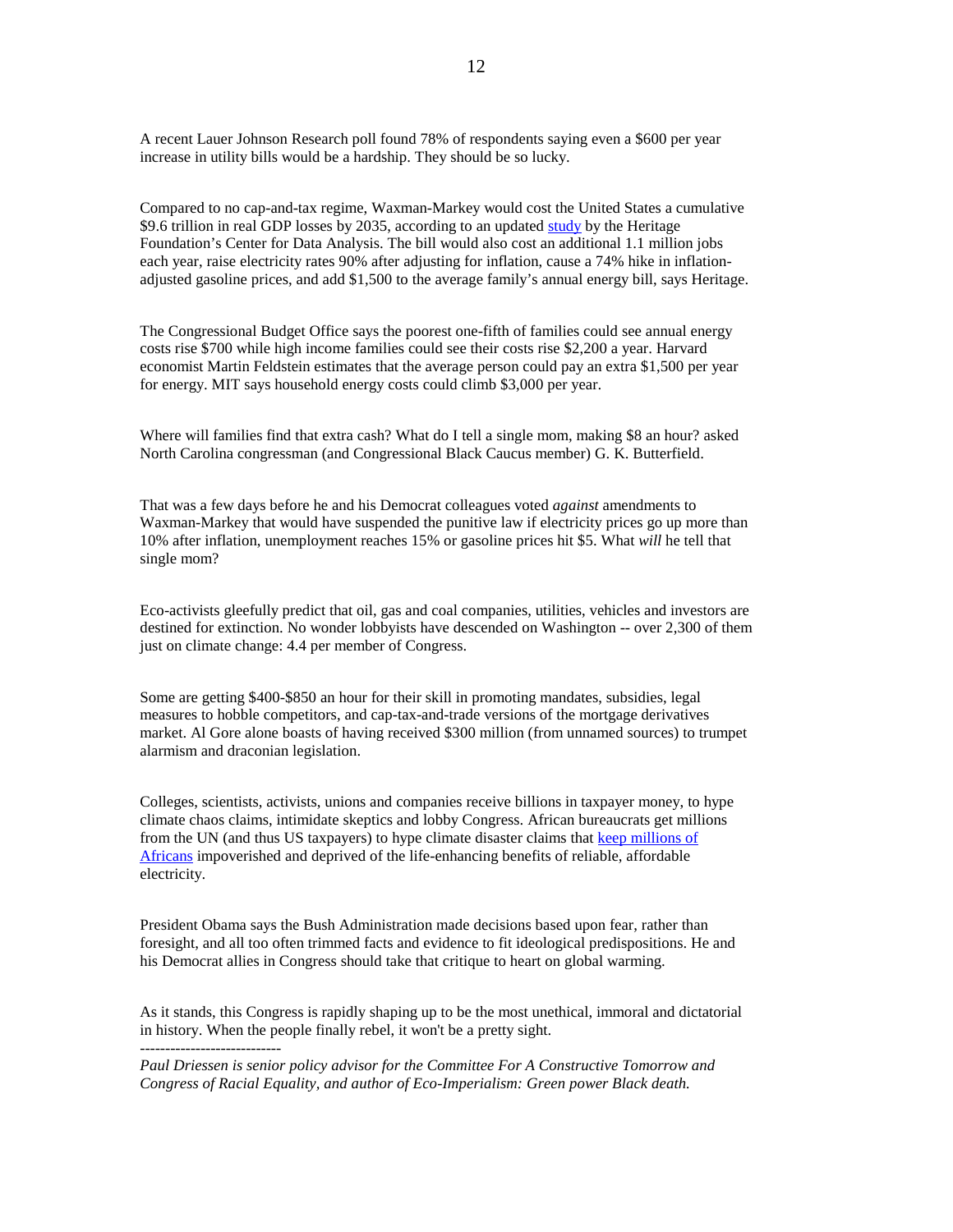A recent Lauer Johnson Research poll found 78% of respondents saying even a $600 per year increase in utility bills would be a hardship. They should be so lucky.

Compared to no cap-and-tax regime, Waxman-Markey would cost the United States a cumulative $9.6 trillion in real GDP losses by 2035, according to an updated study by the Heritage Foundation's Center for Data Analysis. The bill would also cost an additional 1.1 million jobs each year, raise electricity rates 90% after adjusting for inflation, cause a 74% hike in inflation-adjusted gasoline prices, and add $1,500 to the average family's annual energy bill, says Heritage.

The Congressional Budget Office says the poorest one-fifth of families could see annual energy costs rise $700 while high income families could see their costs rise $2,200 a year. Harvard economist Martin Feldstein estimates that the average person could pay an extra $1,500 per year for energy. MIT says household energy costs could climb $3,000 per year.

Where will families find that extra cash? What do I tell a single mom, making $8 an hour? asked North Carolina congressman (and Congressional Black Caucus member) G. K. Butterfield.

That was a few days before he and his Democrat colleagues voted *against* amendments to Waxman-Markey that would have suspended the punitive law if electricity prices go up more than 10% after inflation, unemployment reaches 15% or gasoline prices hit $5. What *will* he tell that single mom?

Eco-activists gleefully predict that oil, gas and coal companies, utilities, vehicles and investors are destined for extinction. No wonder lobbyists have descended on Washington -- over 2,300 of them just on climate change: 4.4 per member of Congress.

Some are getting $400-$850 an hour for their skill in promoting mandates, subsidies, legal measures to hobble competitors, and cap-tax-and-trade versions of the mortgage derivatives market. Al Gore alone boasts of having received $300 million (from unnamed sources) to trumpet alarmism and draconian legislation.

Colleges, scientists, activists, unions and companies receive billions in taxpayer money, to hype climate chaos claims, intimidate skeptics and lobby Congress. African bureaucrats get millions from the UN (and thus US taxpayers) to hype climate disaster claims that keep millions of Africans impoverished and deprived of the life-enhancing benefits of reliable, affordable electricity.

President Obama says the Bush Administration made decisions based upon fear, rather than foresight, and all too often trimmed facts and evidence to fit ideological predispositions. He and his Democrat allies in Congress should take that critique to heart on global warming.

As it stands, this Congress is rapidly shaping up to be the most unethical, immoral and dictatorial in history. When the people finally rebel, it won't be a pretty sight.

----------------------------

*Paul Driessen is senior policy advisor for the Committee For A Constructive Tomorrow and Congress of Racial Equality, and author of Eco-Imperialism: Green power Black death.*